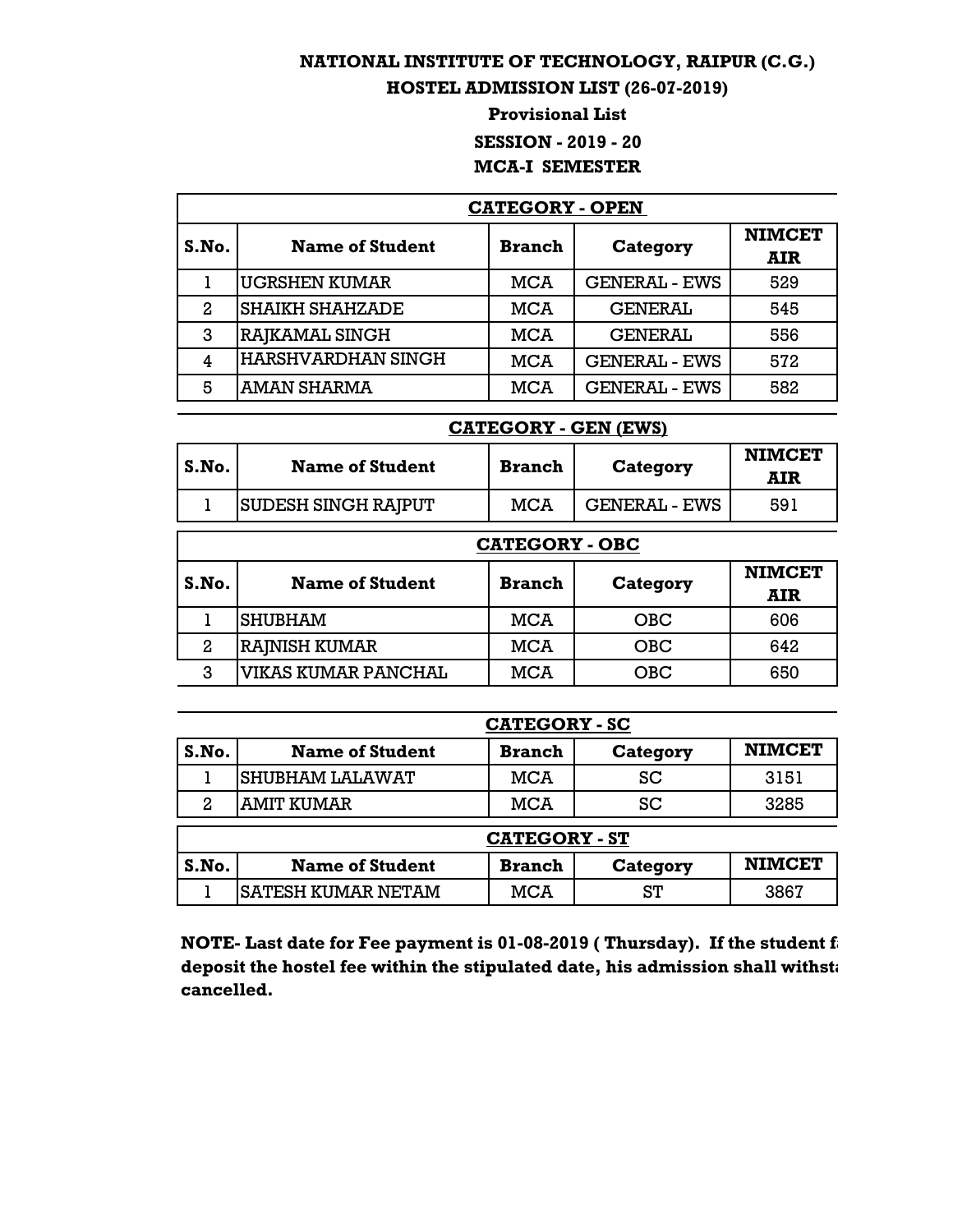# NATIONAL INSTITUTE OF TECHNOLOGY, RAIPUR (C.G.)

## HOSTEL ADMISSION LIST (26-07-2019)

**Provisional List**

**SESSION - 2019 - 20**

**MCA-I SEMESTER**

**CATEGORY - OPEN**

| S.No. | Name of Student | Branch | Category | NIMCET AIR |
|---|---|---|---|---|
| 1 | UGRSHEN KUMAR | MCA | GENERAL - EWS | 529 |
| 2 | SHAIKH SHAHZADE | MCA | GENERAL | 545 |
| 3 | RAJKAMAL SINGH | MCA | GENERAL | 556 |
| 4 | HARSHVARDHAN SINGH | MCA | GENERAL - EWS | 572 |
| 5 | AMAN SHARMA | MCA | GENERAL - EWS | 582 |

**CATEGORY - GEN (EWS)**

| S.No. | Name of Student | Branch | Category | NIMCET AIR |
|---|---|---|---|---|
| 1 | SUDESH SINGH RAJPUT | MCA | GENERAL - EWS | 591 |

**CATEGORY - OBC**

| S.No. | Name of Student | Branch | Category | NIMCET AIR |
|---|---|---|---|---|
| 1 | SHUBHAM | MCA | OBC | 606 |
| 2 | RAJNISH KUMAR | MCA | OBC | 642 |
| 3 | VIKAS KUMAR PANCHAL | MCA | OBC | 650 |

**CATEGORY - SC**

| S.No. | Name of Student | Branch | Category | NIMCET |
|---|---|---|---|---|
| 1 | SHUBHAM LALAWAT | MCA | SC | 3151 |
| 2 | AMIT KUMAR | MCA | SC | 3285 |

**CATEGORY - ST**

| S.No. | Name of Student | Branch | Category | NIMCET |
|---|---|---|---|---|
| 1 | SATESH KUMAR NETAM | MCA | ST | 3867 |

**NOTE- Last date for Fee payment is 01-08-2019 ( Thursday). If the student f deposit the hostel fee within the stipulated date, his admission shall withsta cancelled.**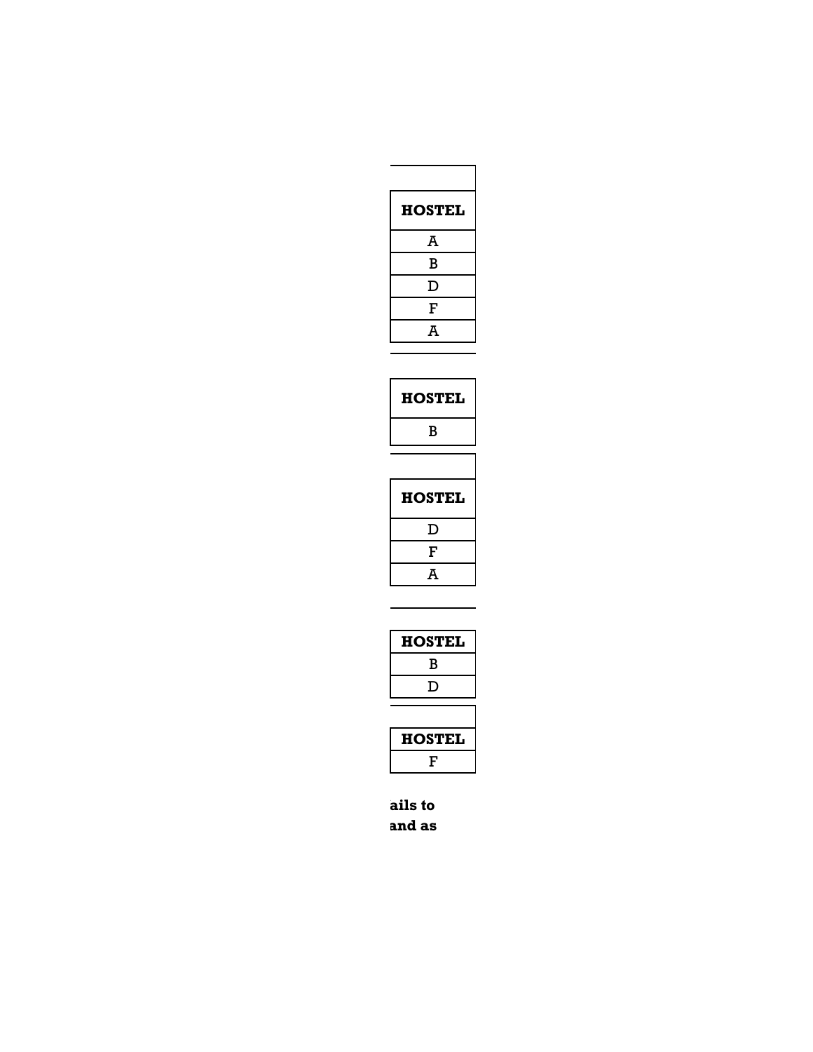| HOSTEL |
| --- |
| A |
| B |
| D |
| F |
| A |

| HOSTEL |
| --- |
| B |

| HOSTEL |
| --- |
| D |
| F |
| A |

| HOSTEL |
| --- |
| B |
| D |

| HOSTEL |
| --- |
| F |

**ails to**
**and as**